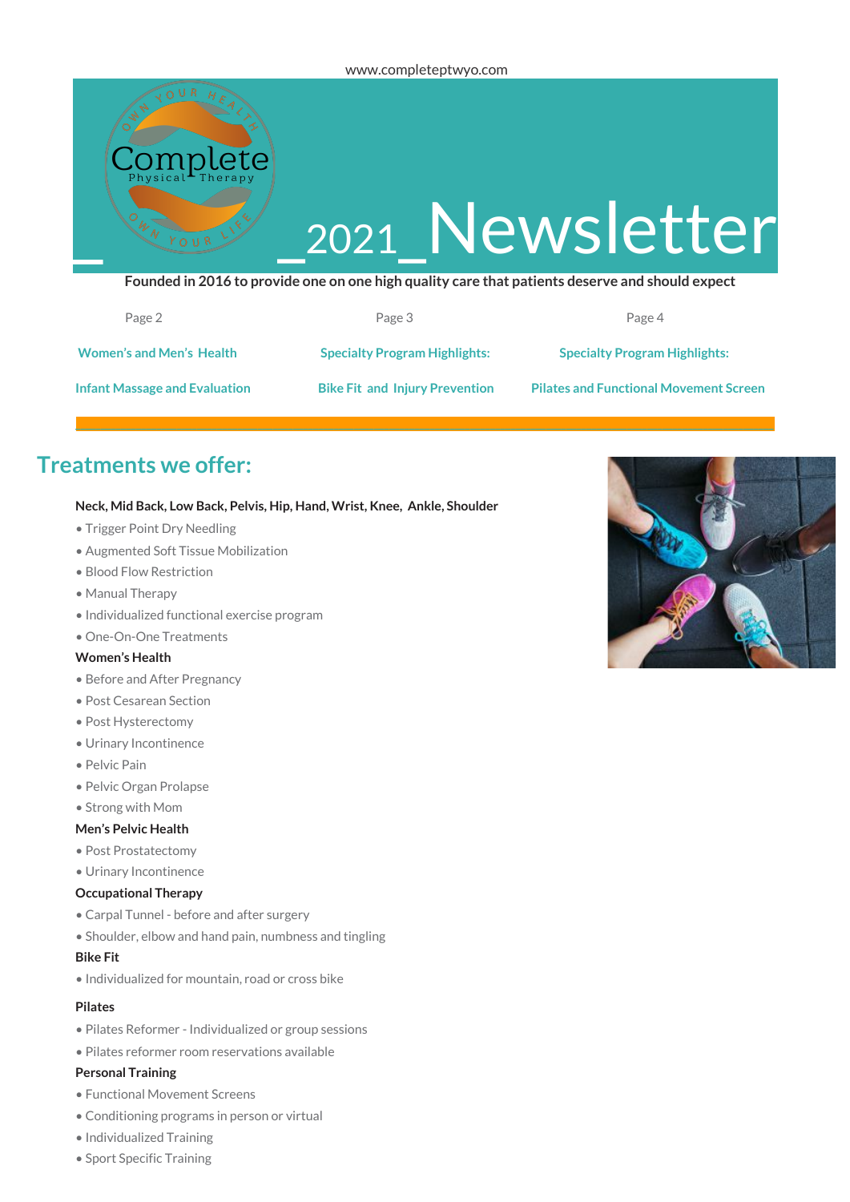www.completeptwyo.com

Complete Physical Therapy

OWN YOUR HEALTH · OWN YOUR LIFE

# _2021_Newsletter

**Founded in 2016 to provide one on one high quality care that patients deserve and should expect**

| Page 2 | Page 3 | Page 4 |
|---|---|---|
| Women's and Men's Health | Specialty Program Highlights: | Specialty Program Highlights: |
| Infant Massage and Evaluation | Bike Fit and Injury Prevention | Pilates and Functional Movement Screen |

## Treatments we offer:

**Neck, Mid Back, Low Back, Pelvis, Hip, Hand, Wrist, Knee, Ankle, Shoulder**

- Trigger Point Dry Needling
- Augmented Soft Tissue Mobilization
- Blood Flow Restriction
- Manual Therapy
- Individualized functional exercise program
- One-On-One Treatments

**Women's Health**

- Before and After Pregnancy
- Post Cesarean Section
- Post Hysterectomy
- Urinary Incontinence
- Pelvic Pain
- Pelvic Organ Prolapse
- Strong with Mom

**Men's Pelvic Health**

- Post Prostatectomy
- Urinary Incontinence

**Occupational Therapy**

- Carpal Tunnel - before and after surgery
- Shoulder, elbow and hand pain, numbness and tingling

**Bike Fit**

- Individualized for mountain, road or cross bike

**Pilates**

- Pilates Reformer - Individualized or group sessions
- Pilates reformer room reservations available

**Personal Training**

- Functional Movement Screens
- Conditioning programs in person or virtual
- Individualized Training
- Sport Specific Training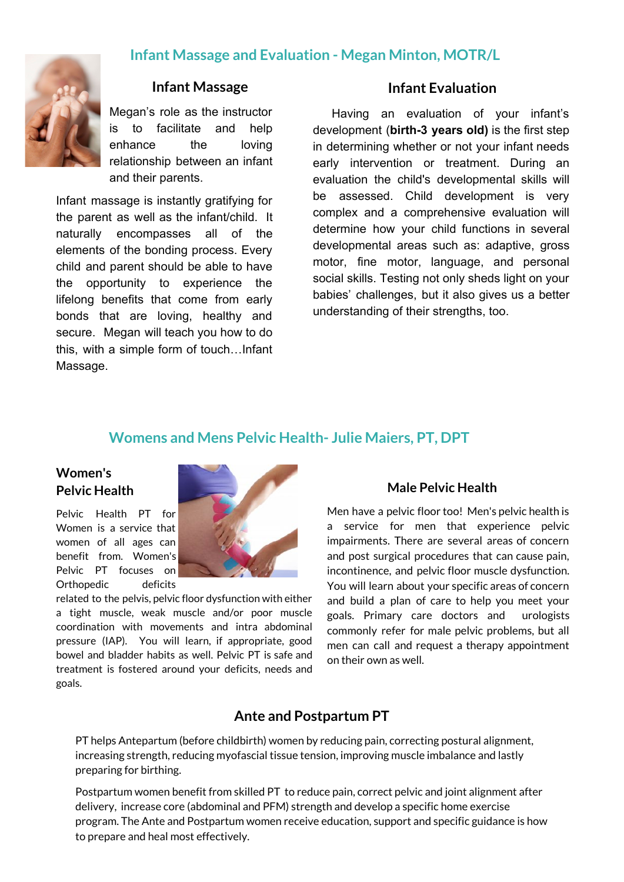## Infant Massage and Evaluation - Megan Minton, MOTR/L

### Infant Massage

Megan's role as the instructor is to facilitate and help enhance the loving relationship between an infant and their parents.

Infant massage is instantly gratifying for the parent as well as the infant/child. It naturally encompasses all of the elements of the bonding process. Every child and parent should be able to have the opportunity to experience the lifelong benefits that come from early bonds that are loving, healthy and secure. Megan will teach you how to do this, with a simple form of touch…Infant Massage.

### Infant Evaluation

Having an evaluation of your infant's development (**birth-3 years old)** is the first step in determining whether or not your infant needs early intervention or treatment. During an evaluation the child's developmental skills will be assessed. Child development is very complex and a comprehensive evaluation will determine how your child functions in several developmental areas such as: adaptive, gross motor, fine motor, language, and personal social skills. Testing not only sheds light on your babies' challenges, but it also gives us a better understanding of their strengths, too.

## Womens and Mens Pelvic Health- Julie Maiers, PT, DPT

### Women's Pelvic Health

Pelvic Health PT for Women is a service that women of all ages can benefit from. Women's Pelvic PT focuses on Orthopedic deficits related to the pelvis, pelvic floor dysfunction with either a tight muscle, weak muscle and/or poor muscle coordination with movements and intra abdominal pressure (IAP). You will learn, if appropriate, good bowel and bladder habits as well. Pelvic PT is safe and treatment is fostered around your deficits, needs and goals.

### Male Pelvic Health

Men have a pelvic floor too! Men's pelvic health is a service for men that experience pelvic impairments. There are several areas of concern and post surgical procedures that can cause pain, incontinence, and pelvic floor muscle dysfunction. You will learn about your specific areas of concern and build a plan of care to help you meet your goals. Primary care doctors and urologists commonly refer for male pelvic problems, but all men can call and request a therapy appointment on their own as well.

### Ante and Postpartum PT

PT helps Antepartum (before childbirth) women by reducing pain, correcting postural alignment, increasing strength, reducing myofascial tissue tension, improving muscle imbalance and lastly preparing for birthing.

Postpartum women benefit from skilled PT to reduce pain, correct pelvic and joint alignment after delivery, increase core (abdominal and PFM) strength and develop a specific home exercise program. The Ante and Postpartum women receive education, support and specific guidance is how to prepare and heal most effectively.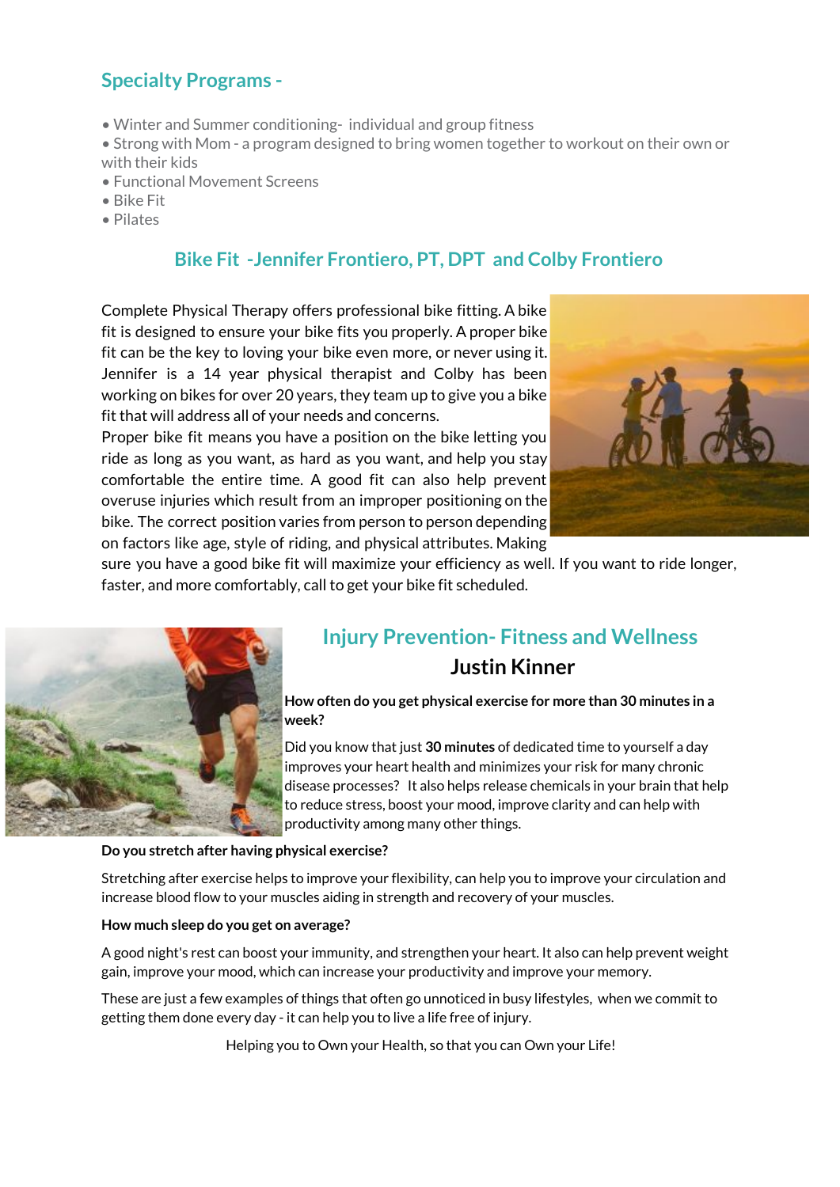## Specialty Programs -

- Winter and Summer conditioning- individual and group fitness
- Strong with Mom - a program designed to bring women together to workout on their own or with their kids
- Functional Movement Screens
- Bike Fit
- Pilates

## Bike Fit -Jennifer Frontiero, PT, DPT and Colby Frontiero

Complete Physical Therapy offers professional bike fitting. A bike fit is designed to ensure your bike fits you properly. A proper bike fit can be the key to loving your bike even more, or never using it. Jennifer is a 14 year physical therapist and Colby has been working on bikes for over 20 years, they team up to give you a bike fit that will address all of your needs and concerns.

Proper bike fit means you have a position on the bike letting you ride as long as you want, as hard as you want, and help you stay comfortable the entire time. A good fit can also help prevent overuse injuries which result from an improper positioning on the bike. The correct position varies from person to person depending on factors like age, style of riding, and physical attributes. Making sure you have a good bike fit will maximize your efficiency as well. If you want to ride longer, faster, and more comfortably, call to get your bike fit scheduled.

## Injury Prevention- Fitness and Wellness

### Justin Kinner

**How often do you get physical exercise for more than 30 minutes in a week?**

Did you know that just **30 minutes** of dedicated time to yourself a day improves your heart health and minimizes your risk for many chronic disease processes? It also helps release chemicals in your brain that help to reduce stress, boost your mood, improve clarity and can help with productivity among many other things.

**Do you stretch after having physical exercise?**

Stretching after exercise helps to improve your flexibility, can help you to improve your circulation and increase blood flow to your muscles aiding in strength and recovery of your muscles.

**How much sleep do you get on average?**

A good night's rest can boost your immunity, and strengthen your heart. It also can help prevent weight gain, improve your mood, which can increase your productivity and improve your memory.

These are just a few examples of things that often go unnoticed in busy lifestyles, when we commit to getting them done every day - it can help you to live a life free of injury.

Helping you to Own your Health, so that you can Own your Life!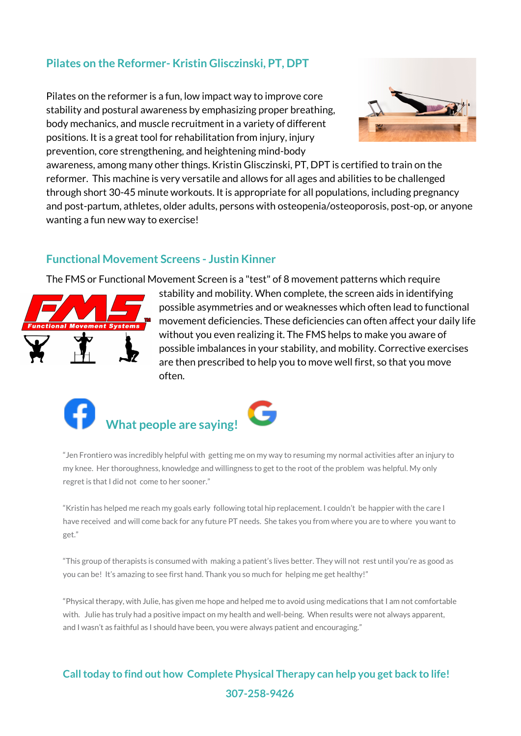## Pilates on the Reformer- Kristin Glisczinski, PT, DPT

Pilates on the reformer is a fun, low impact way to improve core stability and postural awareness by emphasizing proper breathing, body mechanics, and muscle recruitment in a variety of different positions. It is a great tool for rehabilitation from injury, injury prevention, core strengthening, and heightening mind-body awareness, among many other things. Kristin Glisczinski, PT, DPT is certified to train on the reformer. This machine is very versatile and allows for all ages and abilities to be challenged through short 30-45 minute workouts. It is appropriate for all populations, including pregnancy and post-partum, athletes, older adults, persons with osteopenia/osteoporosis, post-op, or anyone wanting a fun new way to exercise!

## Functional Movement Screens - Justin Kinner

The FMS or Functional Movement Screen is a "test" of 8 movement patterns which require stability and mobility. When complete, the screen aids in identifying possible asymmetries and or weaknesses which often lead to functional movement deficiencies. These deficiencies can often affect your daily life without you even realizing it. The FMS helps to make you aware of possible imbalances in your stability, and mobility. Corrective exercises are then prescribed to help you to move well first, so that you move often.

## What people are saying!

"Jen Frontiero was incredibly helpful with getting me on my way to resuming my normal activities after an injury to my knee. Her thoroughness, knowledge and willingness to get to the root of the problem was helpful. My only regret is that I did not come to her sooner."

"Kristin has helped me reach my goals early following total hip replacement. I couldn't be happier with the care I have received and will come back for any future PT needs. She takes you from where you are to where you want to get."

"This group of therapists is consumed with making a patient's lives better. They will not rest until you're as good as you can be! It's amazing to see first hand. Thank you so much for helping me get healthy!"

"Physical therapy, with Julie, has given me hope and helped me to avoid using medications that I am not comfortable with. Julie has truly had a positive impact on my health and well-being. When results were not always apparent, and I wasn't as faithful as I should have been, you were always patient and encouraging."

**Call today to find out how Complete Physical Therapy can help you get back to life!**

**307-258-9426**